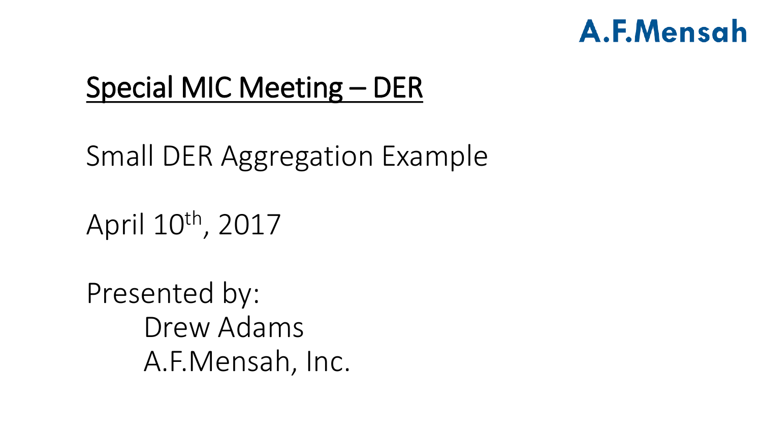A.F.Mensah

# Special MIC Meeting – DER

Small DER Aggregation Example

April 10th, 2017

Presented by:
Drew Adams
A.F.Mensah, Inc.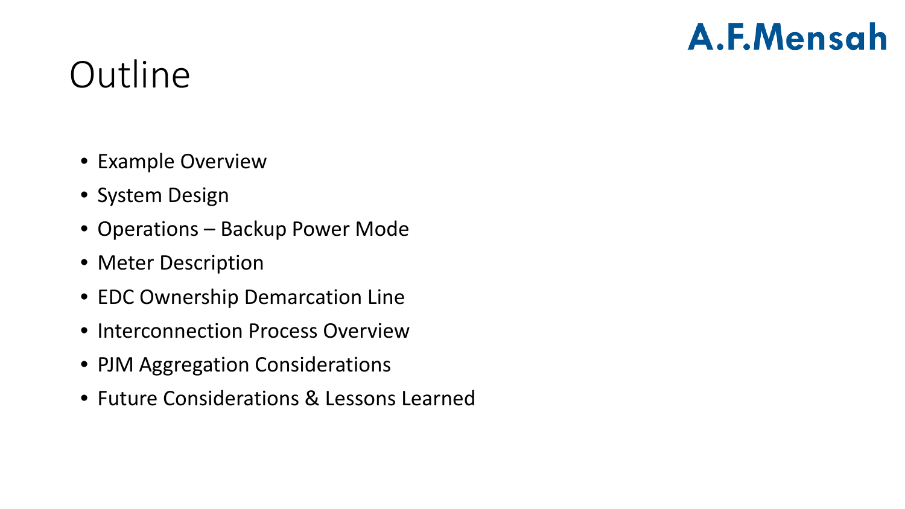A.F.Mensah

# Outline

- Example Overview
- System Design
- Operations – Backup Power Mode
- Meter Description
- EDC Ownership Demarcation Line
- Interconnection Process Overview
- PJM Aggregation Considerations
- Future Considerations & Lessons Learned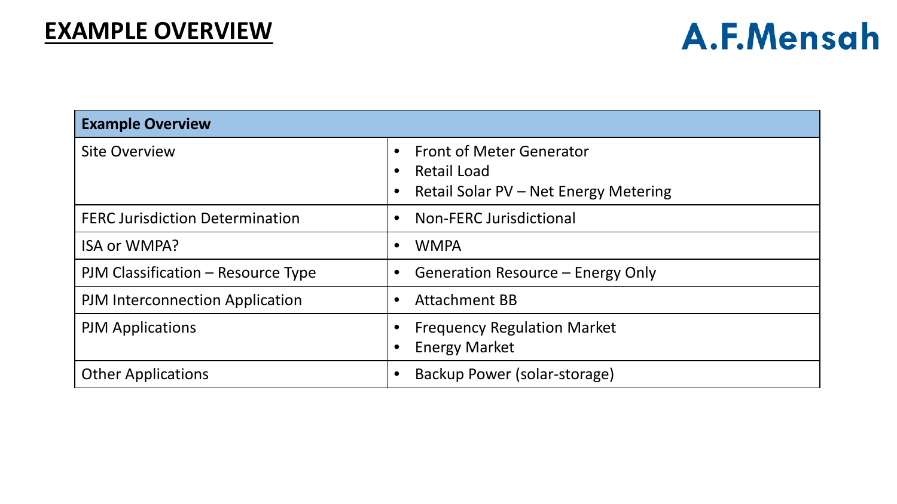# EXAMPLE OVERVIEW

A.F.Mensah

| Example Overview | |
|---|---|
| Site Overview | • Front of Meter Generator<br>• Retail Load<br>• Retail Solar PV – Net Energy Metering |
| FERC Jurisdiction Determination | • Non-FERC Jurisdictional |
| ISA or WMPA? | • WMPA |
| PJM Classification – Resource Type | • Generation Resource – Energy Only |
| PJM Interconnection Application | • Attachment BB |
| PJM Applications | • Frequency Regulation Market<br>• Energy Market |
| Other Applications | • Backup Power (solar-storage) |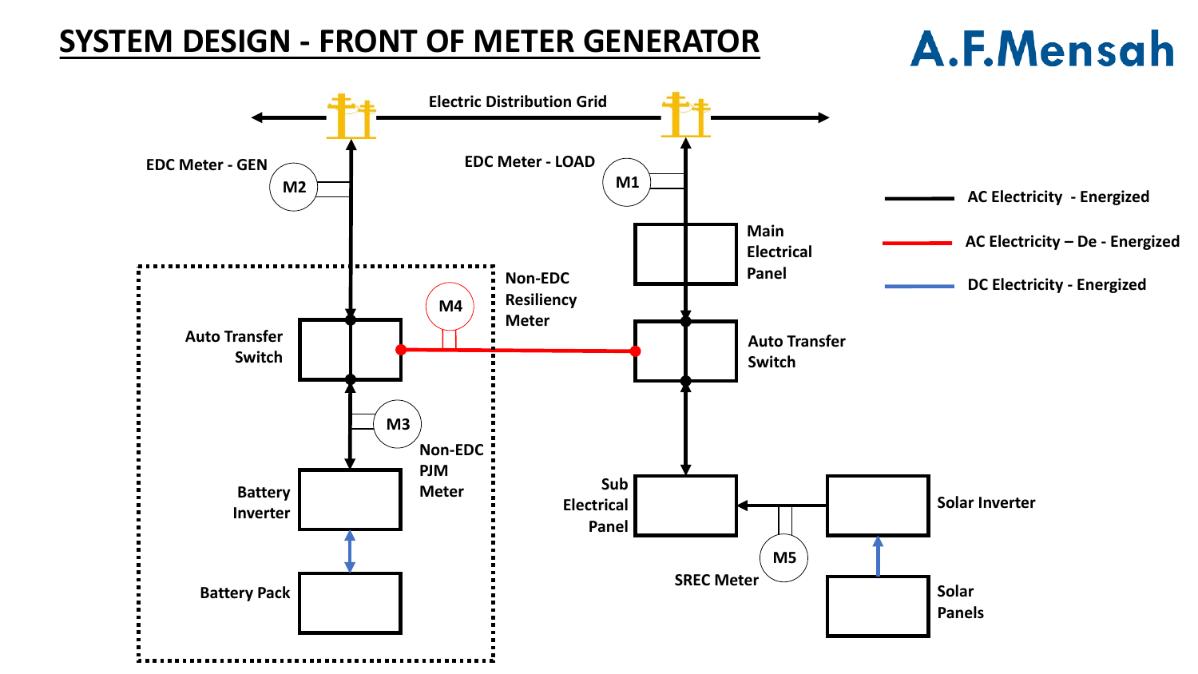# SYSTEM DESIGN - FRONT OF METER GENERATOR

A.F.Mensah

Electric Distribution Grid

EDC Meter - GEN

M2

EDC Meter - LOAD

M1

Main Electrical Panel

Auto Transfer Switch

M4

Non-EDC Resiliency Meter

Auto Transfer Switch

M3

Non-EDC PJM Meter

Battery Inverter

Battery Pack

Sub Electrical Panel

Solar Inverter

M5

SREC Meter

Solar Panels

AC Electricity - Energized

AC Electricity – De - Energized

DC Electricity - Energized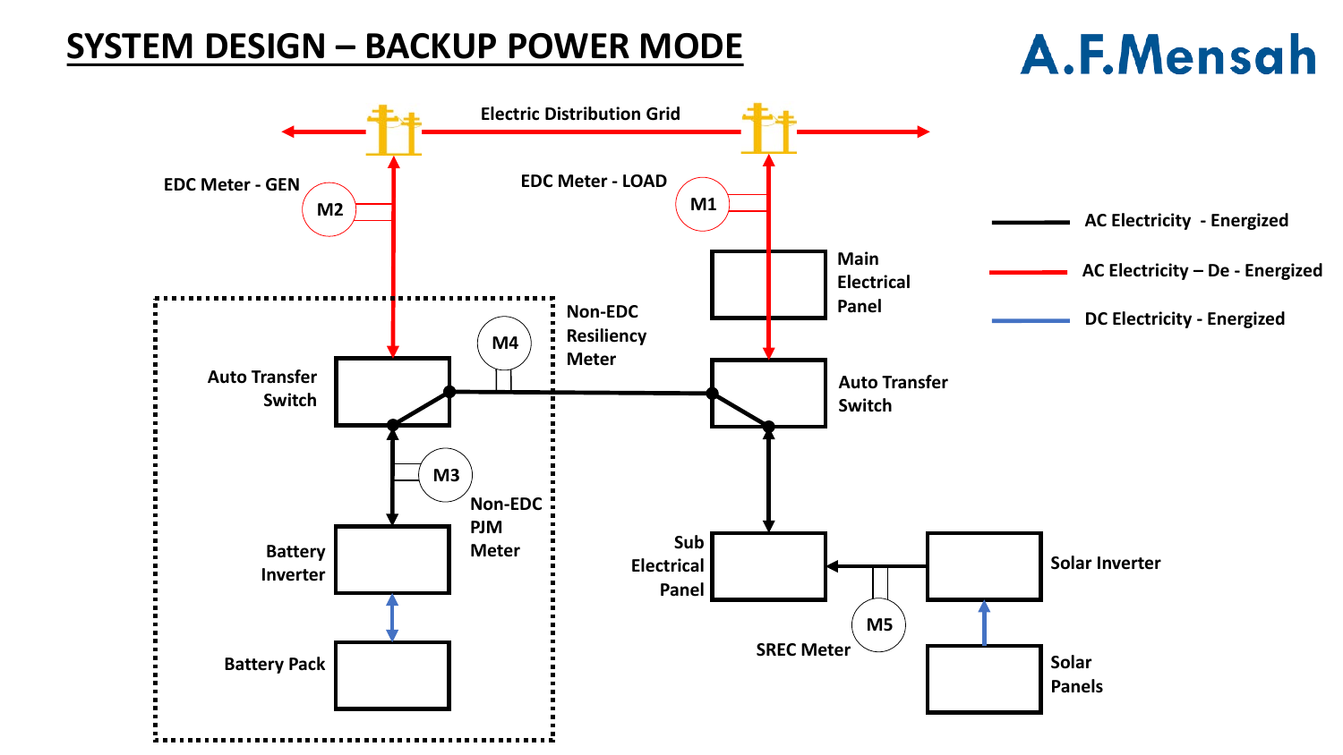# SYSTEM DESIGN – BACKUP POWER MODE

A.F.Mensah

Electric Distribution Grid

EDC Meter - GEN

M2

EDC Meter - LOAD

M1

Main Electrical Panel

Auto Transfer Switch

M4

Non-EDC Resiliency Meter

Auto Transfer Switch

M3

Non-EDC PJM Meter

Battery Inverter

Battery Pack

Sub Electrical Panel

Solar Inverter

M5

SREC Meter

Solar Panels

AC Electricity - Energized

AC Electricity – De - Energized

DC Electricity - Energized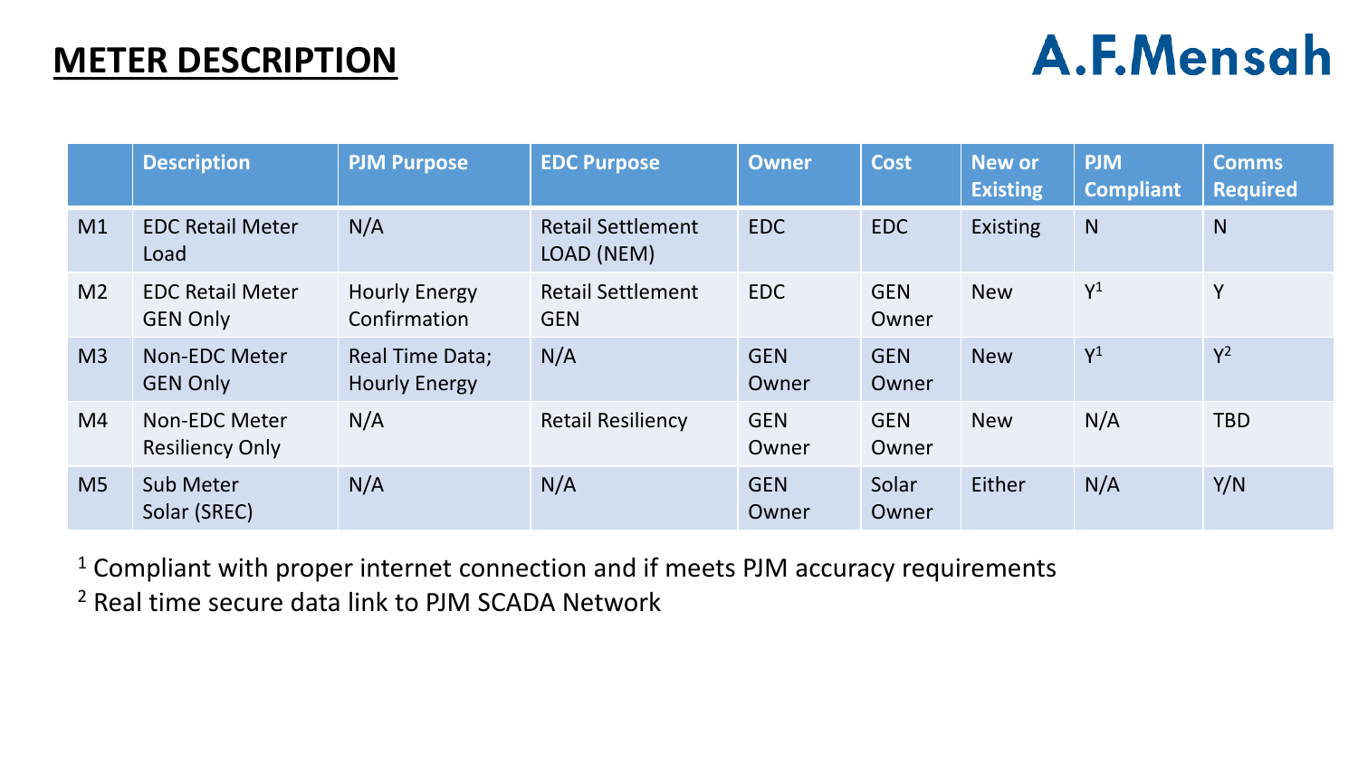# METER DESCRIPTION

A.F.Mensah

| | Description | PJM Purpose | EDC Purpose | Owner | Cost | New or Existing | PJM Compliant | Comms Required |
|---|---|---|---|---|---|---|---|---|
| M1 | EDC Retail Meter Load | N/A | Retail Settlement LOAD (NEM) | EDC | EDC | Existing | N | N |
| M2 | EDC Retail Meter GEN Only | Hourly Energy Confirmation | Retail Settlement GEN | EDC | GEN Owner | New | Y[1] | Y |
| M3 | Non-EDC Meter GEN Only | Real Time Data; Hourly Energy | N/A | GEN Owner | GEN Owner | New | Y[1] | Y[2] |
| M4 | Non-EDC Meter Resiliency Only | N/A | Retail Resiliency | GEN Owner | GEN Owner | New | N/A | TBD |
| M5 | Sub Meter Solar (SREC) | N/A | N/A | GEN Owner | Solar Owner | Either | N/A | Y/N |

[1] Compliant with proper internet connection and if meets PJM accuracy requirements

[2] Real time secure data link to PJM SCADA Network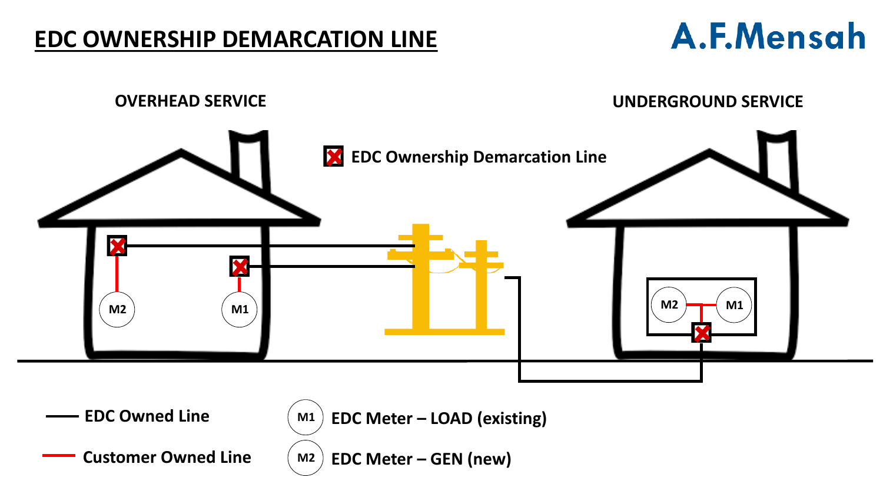# EDC OWNERSHIP DEMARCATION LINE

A.F.Mensah

OVERHEAD SERVICE

UNDERGROUND SERVICE

EDC Ownership Demarcation Line

M2

M1

M2

M1

EDC Owned Line

Customer Owned Line

M1 EDC Meter – LOAD (existing)

M2 EDC Meter – GEN (new)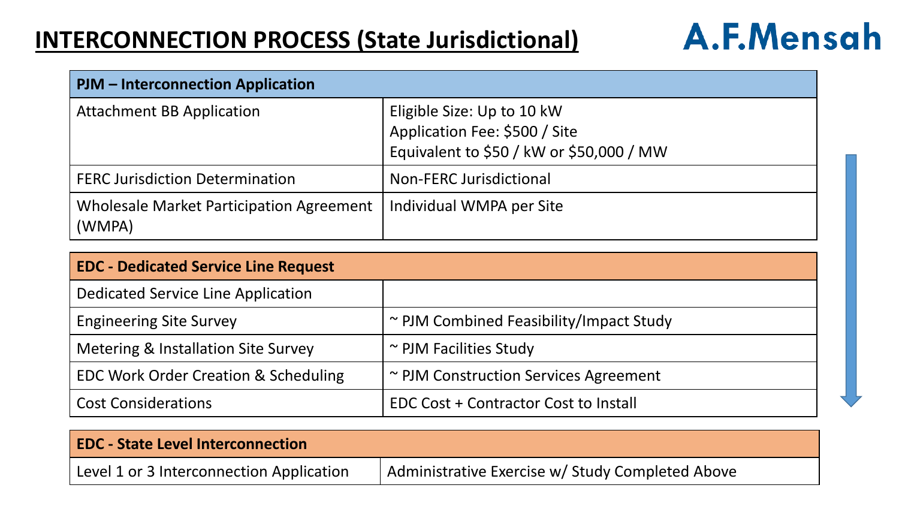# INTERCONNECTION PROCESS (State Jurisdictional)

A.F.Mensah

| PJM – Interconnection Application | |
|---|---|
| Attachment BB Application | Eligible Size: Up to 10 kW<br>Application Fee: $500 / Site<br>Equivalent to $50 / kW or $50,000 / MW |
| FERC Jurisdiction Determination | Non-FERC Jurisdictional |
| Wholesale Market Participation Agreement (WMPA) | Individual WMPA per Site |

| EDC - Dedicated Service Line Request | |
|---|---|
| Dedicated Service Line Application | |
| Engineering Site Survey | ~ PJM Combined Feasibility/Impact Study |
| Metering & Installation Site Survey | ~ PJM Facilities Study |
| EDC Work Order Creation & Scheduling | ~ PJM Construction Services Agreement |
| Cost Considerations | EDC Cost + Contractor Cost to Install |

| EDC - State Level Interconnection | |
|---|---|
| Level 1 or 3 Interconnection Application | Administrative Exercise w/ Study Completed Above |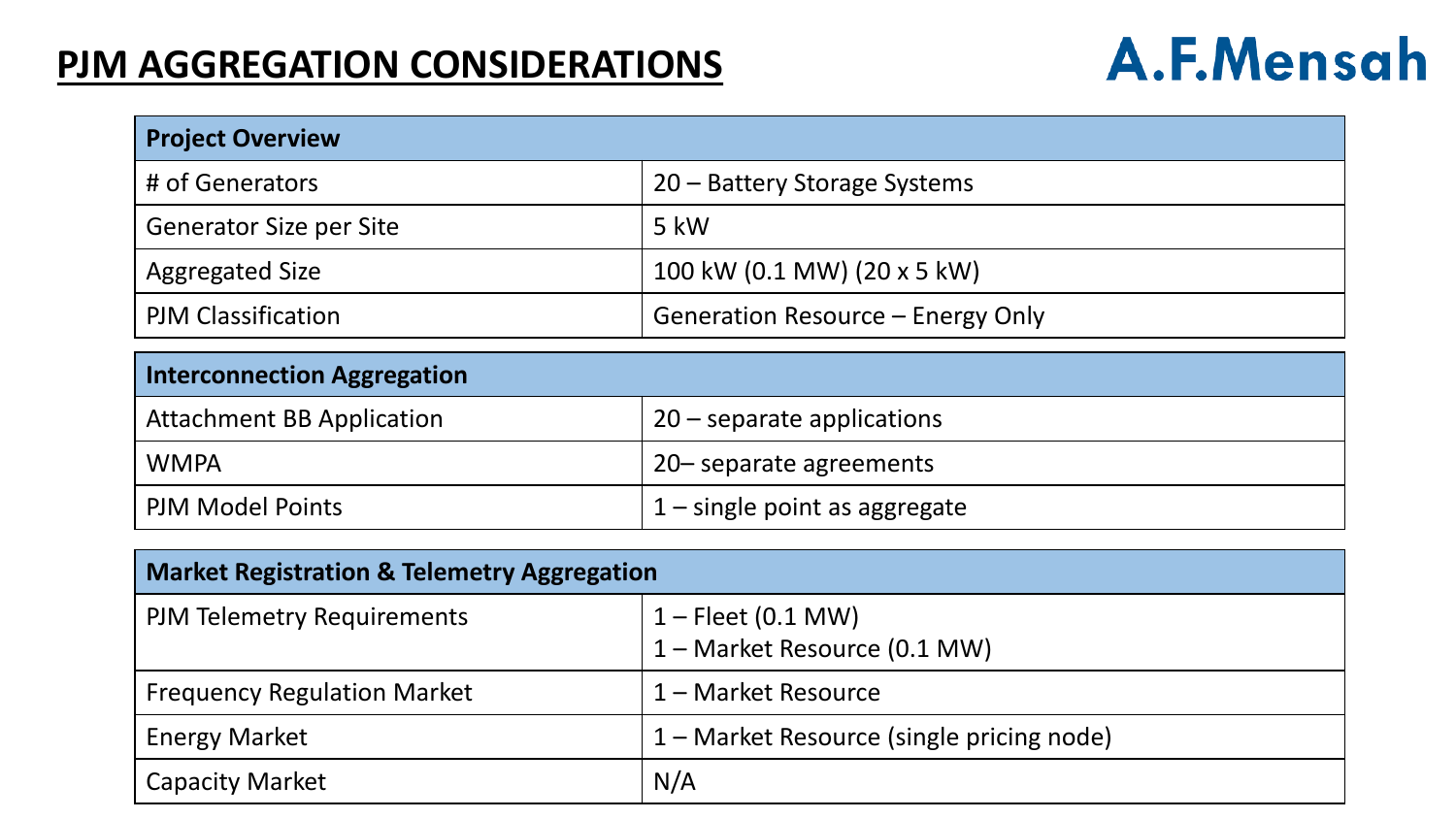# PJM AGGREGATION CONSIDERATIONS

A.F.Mensah

| Project Overview | |
|---|---|
| # of Generators | 20 – Battery Storage Systems |
| Generator Size per Site | 5 kW |
| Aggregated Size | 100 kW (0.1 MW) (20 x 5 kW) |
| PJM Classification | Generation Resource – Energy Only |

| Interconnection Aggregation | |
|---|---|
| Attachment BB Application | 20 – separate applications |
| WMPA | 20– separate agreements |
| PJM Model Points | 1 – single point as aggregate |

| Market Registration & Telemetry Aggregation | |
|---|---|
| PJM Telemetry Requirements | 1 – Fleet (0.1 MW)<br>1 – Market Resource (0.1 MW) |
| Frequency Regulation Market | 1 – Market Resource |
| Energy Market | 1 – Market Resource (single pricing node) |
| Capacity Market | N/A |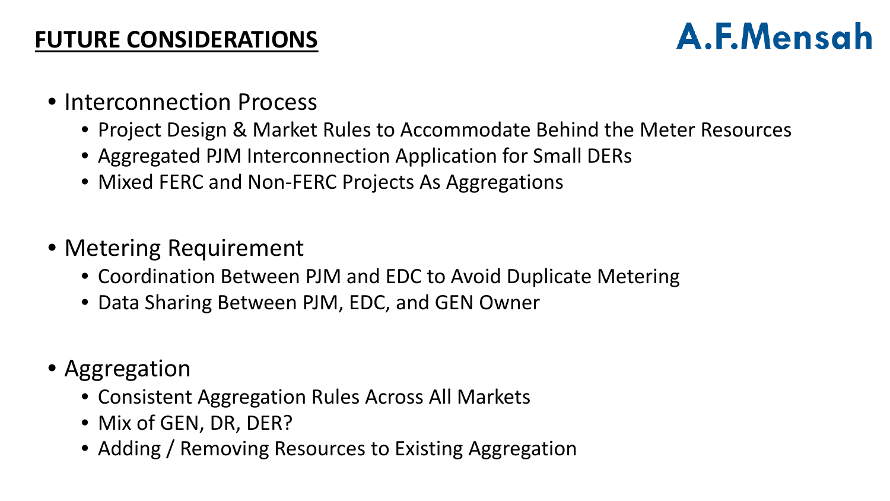# FUTURE CONSIDERATIONS

A.F.Mensah

- Interconnection Process
  - Project Design & Market Rules to Accommodate Behind the Meter Resources
  - Aggregated PJM Interconnection Application for Small DERs
  - Mixed FERC and Non-FERC Projects As Aggregations
- Metering Requirement
  - Coordination Between PJM and EDC to Avoid Duplicate Metering
  - Data Sharing Between PJM, EDC, and GEN Owner
- Aggregation
  - Consistent Aggregation Rules Across All Markets
  - Mix of GEN, DR, DER?
  - Adding / Removing Resources to Existing Aggregation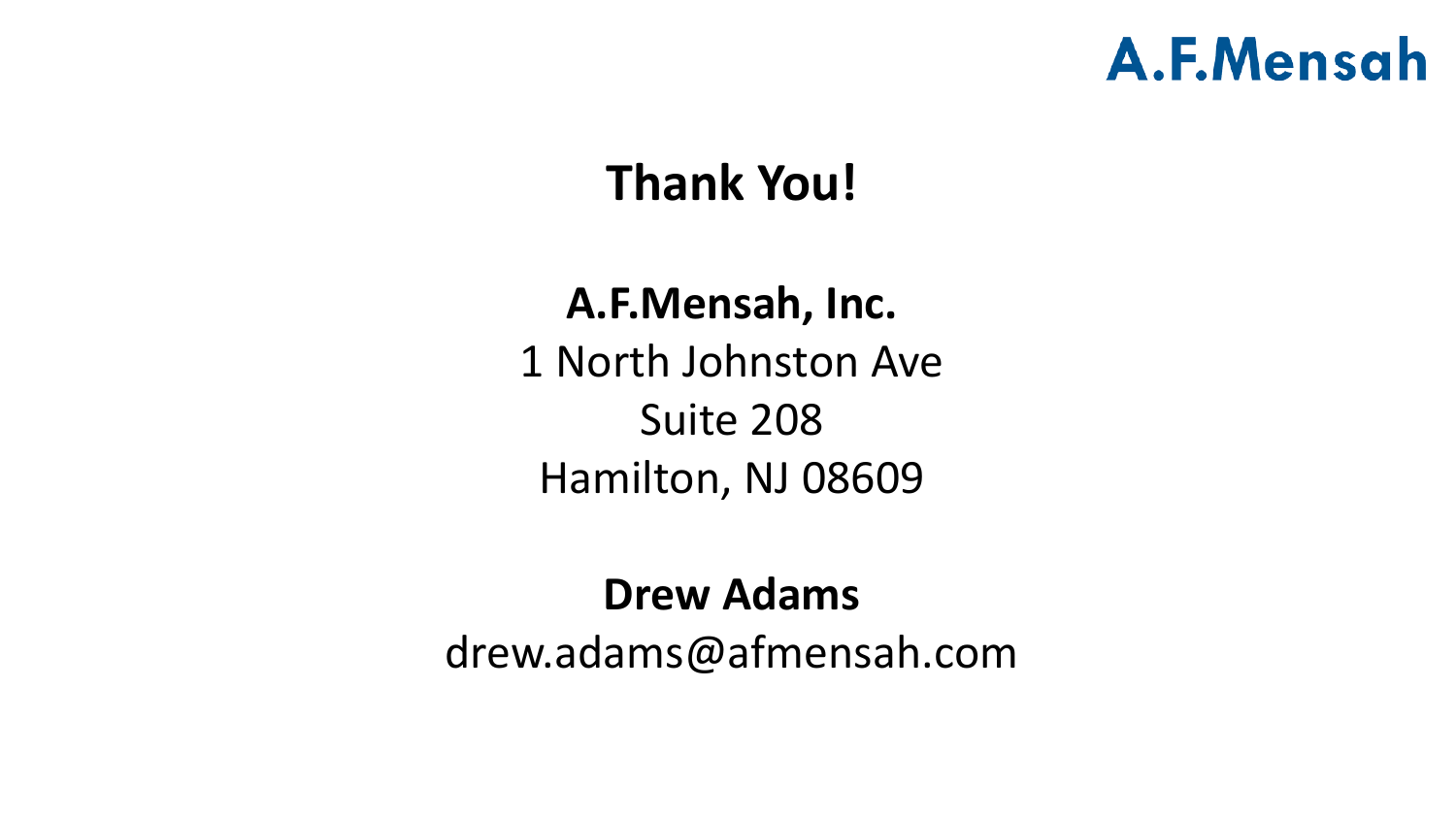A.F.Mensah

# Thank You!

**A.F.Mensah, Inc.**
1 North Johnston Ave
Suite 208
Hamilton, NJ 08609

**Drew Adams**
drew.adams@afmensah.com